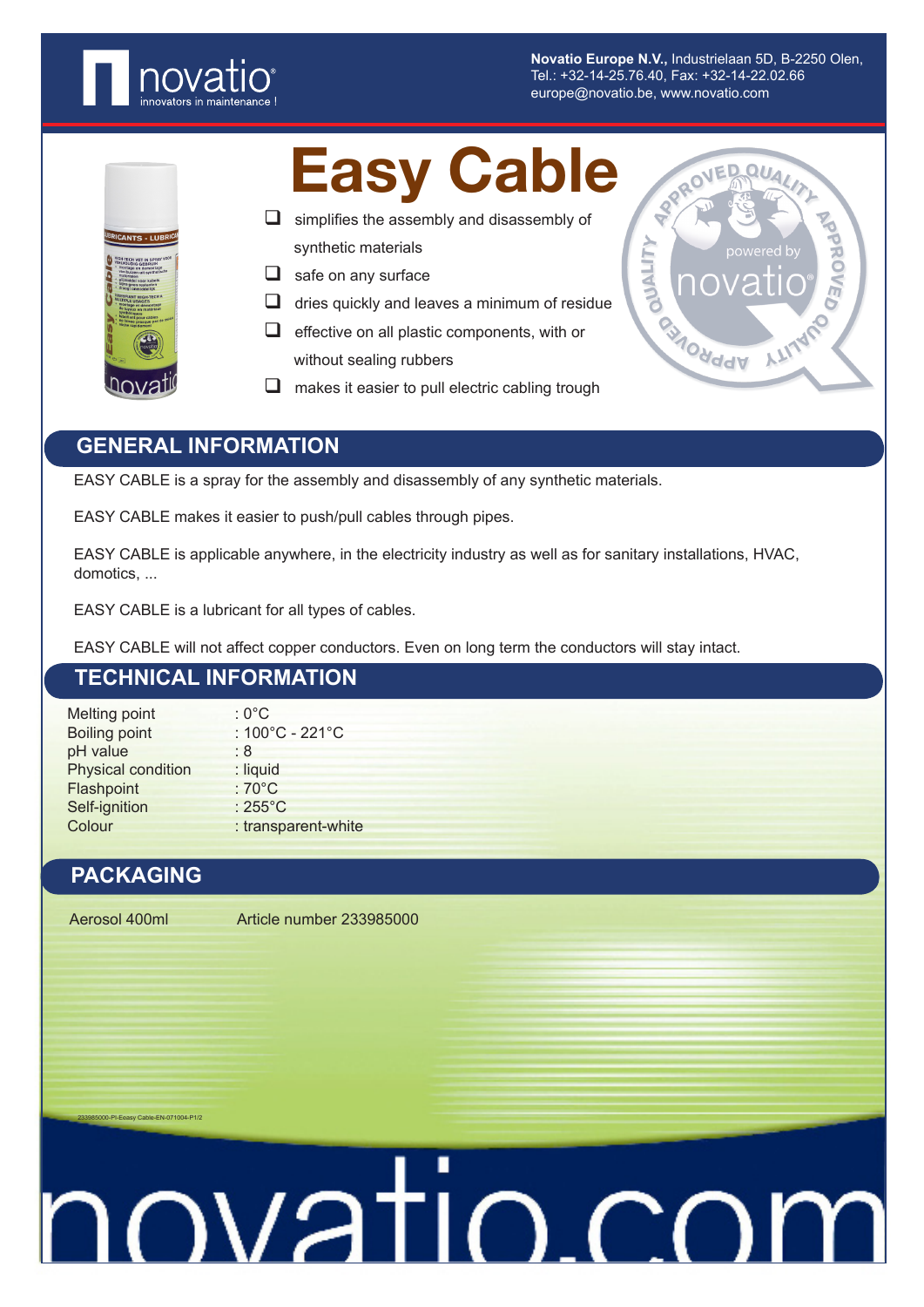Novatio Europe N.V., Industrielaan 5D, B-2250 Olen,
Tel.: +32-14-25.76.40, Fax: +32-14-22.02.66
europe@novatio.be, www.novatio.be

# Easy Cable

- simplifies the assembly and disassembly of synthetic materials
- safe on any surface
- dries quickly and leaves a minimum of residue
- effective on all plastic components, with or without sealing rubbers
- makes it easier to pull electric cabling trough

## GENERAL INFORMATION

EASY CABLE is a spray for the assembly and disassembly of any synthetic materials.

EASY CABLE makes it easier to push/pull cables through pipes.

EASY CABLE is applicable anywhere, in the electricity industry as well as for sanitary installations, HVAC, domotics, ...

EASY CABLE is a lubricant for all types of cables.

EASY CABLE will not affect copper conductors. Even on long term the conductors will stay intact.

## TECHNICAL INFORMATION

| | |
|---|---|
| Melting point | : 0°C |
| Boiling point | : 100°C - 221°C |
| pH value | : 8 |
| Physical condition | : liquid |
| Flashpoint | : 70°C |
| Self-ignition | : 255°C |
| Colour | : transparent-white |

## PACKAGING

| | |
|---|---|
| Aerosol 400ml | Article number 233985000 |

233985000-PI-Eeasy Cable-EN-071004-P1/2

novatio.com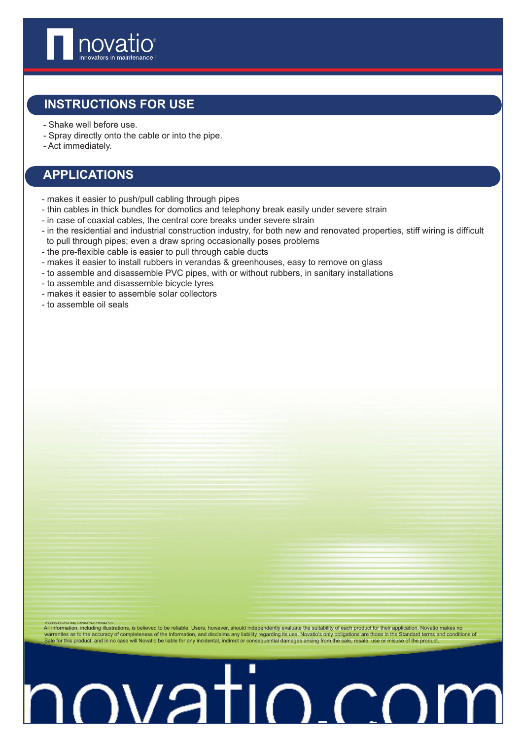## INSTRUCTIONS FOR USE

- Shake well before use.
- Spray directly onto the cable or into the pipe.
- Act immediately.

## APPLICATIONS

- makes it easier to push/pull cabling through pipes
- thin cables in thick bundles for domotics and telephony break easily under severe strain
- in case of coaxial cables, the central core breaks under severe strain
- in the residential and industrial construction industry, for both new and renovated properties, stiff wiring is difficult to pull through pipes; even a draw spring occasionally poses problems
- the pre-flexible cable is easier to pull through cable ducts
- makes it easier to install rubbers in verandas & greenhouses, easy to remove on glass
- to assemble and disassemble PVC pipes, with or without rubbers, in sanitary installations
- to assemble and disassemble bicycle tyres
- makes it easier to assemble solar collectors
- to assemble oil seals

233985000-PI-Easy Cable-EN-071004-P2/2

All information, including illustrations, is believed to be reliable. Users, however, should independently evaluate the suitability of each product for their application. Novatio makes no warranties as to the accuracy of completeness of the information, and disclaims any liability regarding its use. Novatio's only obligations are those in the Standard terms and conditions of Sale for this product, and in no case will Novatio be liable for any incidental, indirect or consequential damages arising from the sale, resale, use or misuse of the product.

novatio.com